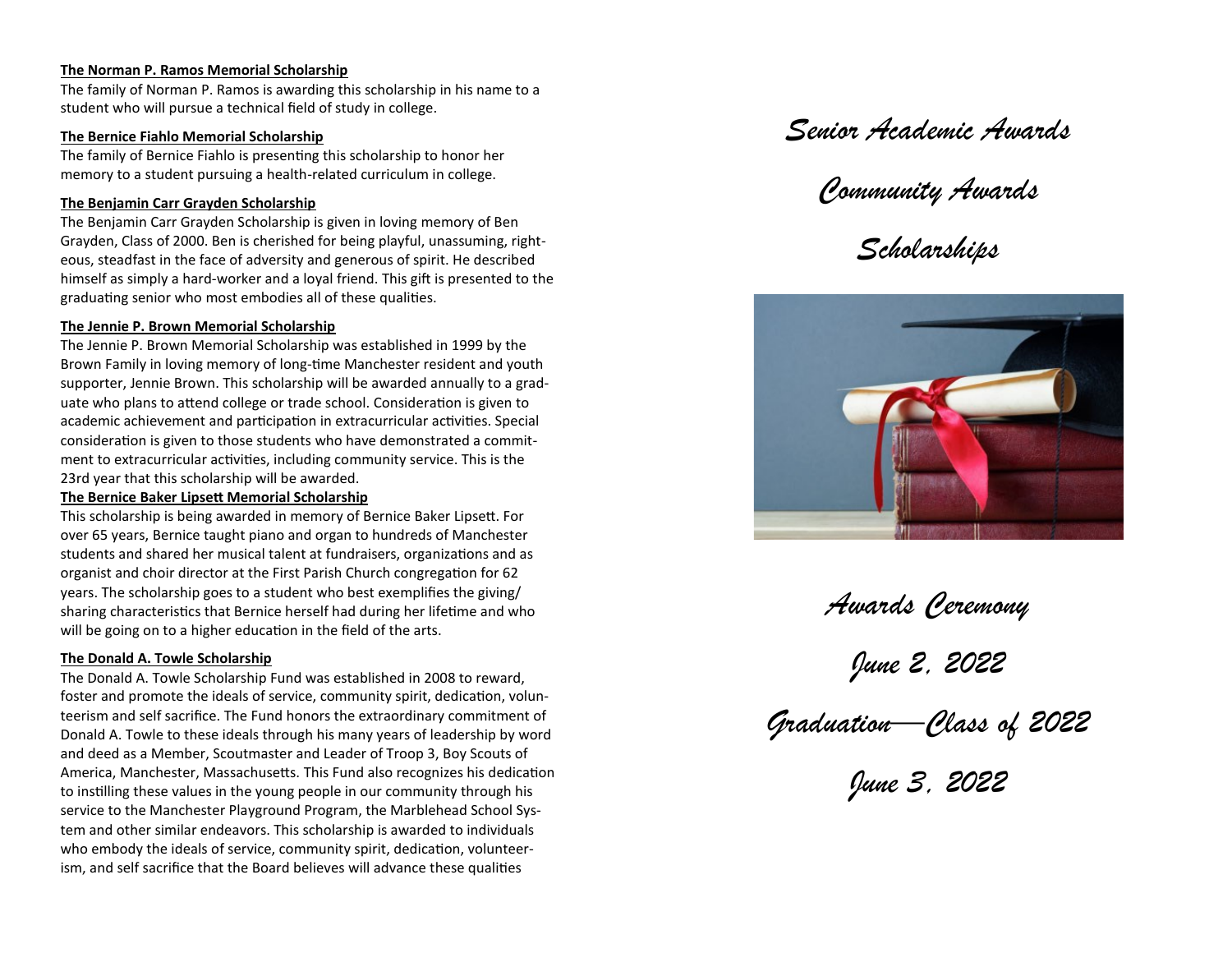### The Norman P. Ramos Memorial Scholarship

The family of Norman P. Ramos is awarding this scholarship in his name to a student who will pursue a technical field of study in college.

### The Bernice Fiahlo Memorial Scholarship

The family of Bernice Fiahlo is presenting this scholarship to honor her memory to a student pursuing a health-related curriculum in college.

### The Benjamin Carr Grayden Scholarship

The Benjamin Carr Grayden Scholarship is given in loving memory of Ben Grayden, Class of 2000. Ben is cherished for being playful, unassuming, righteous, steadfast in the face of adversity and generous of spirit. He described himself as simply a hard-worker and a loyal friend. This gift is presented to the graduating senior who most embodies all of these qualities.

### The Jennie P. Brown Memorial Scholarship

The Jennie P. Brown Memorial Scholarship was established in 1999 by the Brown Family in loving memory of long-time Manchester resident and youth supporter, Jennie Brown. This scholarship will be awarded annually to a graduate who plans to attend college or trade school. Consideration is given to academic achievement and participation in extracurricular activities. Special consideration is given to those students who have demonstrated a commitment to extracurricular activities, including community service. This is the 23rd year that this scholarship will be awarded.

### The Bernice Baker Lipsett Memorial Scholarship

This scholarship is being awarded in memory of Bernice Baker Lipsett. For over 65 years, Bernice taught piano and organ to hundreds of Manchester students and shared her musical talent at fundraisers, organizations and as organist and choir director at the First Parish Church congregation for 62 years. The scholarship goes to a student who best exemplifies the giving/sharing characteristics that Bernice herself had during her lifetime and who will be going on to a higher education in the field of the arts.

### The Donald A. Towle Scholarship

The Donald A. Towle Scholarship Fund was established in 2008 to reward, foster and promote the ideals of service, community spirit, dedication, volunteerism and self sacrifice. The Fund honors the extraordinary commitment of Donald A. Towle to these ideals through his many years of leadership by word and deed as a Member, Scoutmaster and Leader of Troop 3, Boy Scouts of America, Manchester, Massachusetts. This Fund also recognizes his dedication to instilling these values in the young people in our community through his service to the Manchester Playground Program, the Marblehead School System and other similar endeavors. This scholarship is awarded to individuals who embody the ideals of service, community spirit, dedication, volunteerism, and self sacrifice that the Board believes will advance these qualities

# *Senior Academic Awards*

# *Community Awards*

# *Scholarships*

## *Awards Ceremony*

## *June 2, 2022*

## *Graduation—Class of 2022*

## *June 3, 2022*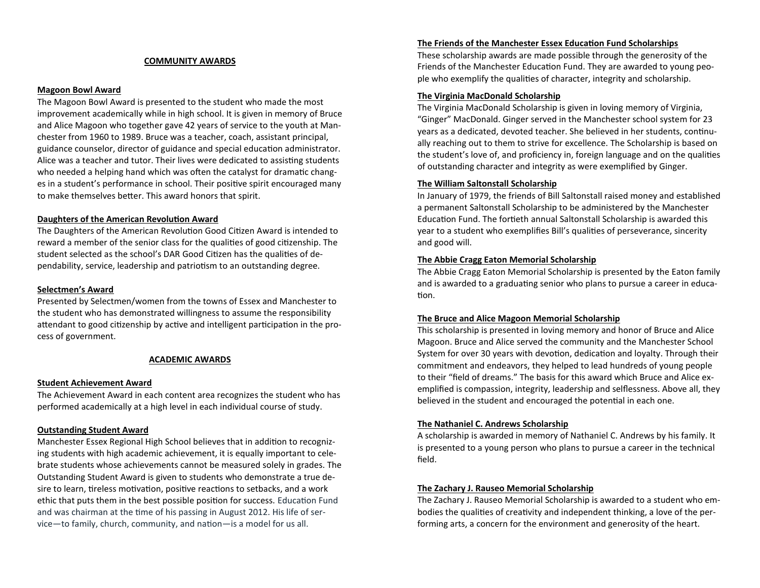## COMMUNITY AWARDS

### Magoon Bowl Award

The Magoon Bowl Award is presented to the student who made the most improvement academically while in high school. It is given in memory of Bruce and Alice Magoon who together gave 42 years of service to the youth at Manchester from 1960 to 1989. Bruce was a teacher, coach, assistant principal, guidance counselor, director of guidance and special education administrator. Alice was a teacher and tutor. Their lives were dedicated to assisting students who needed a helping hand which was often the catalyst for dramatic changes in a student's performance in school. Their positive spirit encouraged many to make themselves better. This award honors that spirit.

### Daughters of the American Revolution Award

The Daughters of the American Revolution Good Citizen Award is intended to reward a member of the senior class for the qualities of good citizenship. The student selected as the school's DAR Good Citizen has the qualities of dependability, service, leadership and patriotism to an outstanding degree.

### Selectmen's Award

Presented by Selectmen/women from the towns of Essex and Manchester to the student who has demonstrated willingness to assume the responsibility attendant to good citizenship by active and intelligent participation in the process of government.

## ACADEMIC AWARDS

### Student Achievement Award

The Achievement Award in each content area recognizes the student who has performed academically at a high level in each individual course of study.

### Outstanding Student Award

Manchester Essex Regional High School believes that in addition to recognizing students with high academic achievement, it is equally important to celebrate students whose achievements cannot be measured solely in grades. The Outstanding Student Award is given to students who demonstrate a true desire to learn, tireless motivation, positive reactions to setbacks, and a work ethic that puts them in the best possible position for success. Education Fund and was chairman at the time of his passing in August 2012. His life of service—to family, church, community, and nation—is a model for us all.

### The Friends of the Manchester Essex Education Fund Scholarships

These scholarship awards are made possible through the generosity of the Friends of the Manchester Education Fund. They are awarded to young people who exemplify the qualities of character, integrity and scholarship.

### The Virginia MacDonald Scholarship

The Virginia MacDonald Scholarship is given in loving memory of Virginia, "Ginger" MacDonald. Ginger served in the Manchester school system for 23 years as a dedicated, devoted teacher. She believed in her students, continually reaching out to them to strive for excellence. The Scholarship is based on the student's love of, and proficiency in, foreign language and on the qualities of outstanding character and integrity as were exemplified by Ginger.

### The William Saltonstall Scholarship

In January of 1979, the friends of Bill Saltonstall raised money and established a permanent Saltonstall Scholarship to be administered by the Manchester Education Fund. The fortieth annual Saltonstall Scholarship is awarded this year to a student who exemplifies Bill's qualities of perseverance, sincerity and good will.

### The Abbie Cragg Eaton Memorial Scholarship

The Abbie Cragg Eaton Memorial Scholarship is presented by the Eaton family and is awarded to a graduating senior who plans to pursue a career in education.

### The Bruce and Alice Magoon Memorial Scholarship

This scholarship is presented in loving memory and honor of Bruce and Alice Magoon. Bruce and Alice served the community and the Manchester School System for over 30 years with devotion, dedication and loyalty. Through their commitment and endeavors, they helped to lead hundreds of young people to their "field of dreams." The basis for this award which Bruce and Alice exemplified is compassion, integrity, leadership and selflessness. Above all, they believed in the student and encouraged the potential in each one.

### The Nathaniel C. Andrews Scholarship

A scholarship is awarded in memory of Nathaniel C. Andrews by his family. It is presented to a young person who plans to pursue a career in the technical field.

### The Zachary J. Rauseo Memorial Scholarship

The Zachary J. Rauseo Memorial Scholarship is awarded to a student who embodies the qualities of creativity and independent thinking, a love of the performing arts, a concern for the environment and generosity of the heart.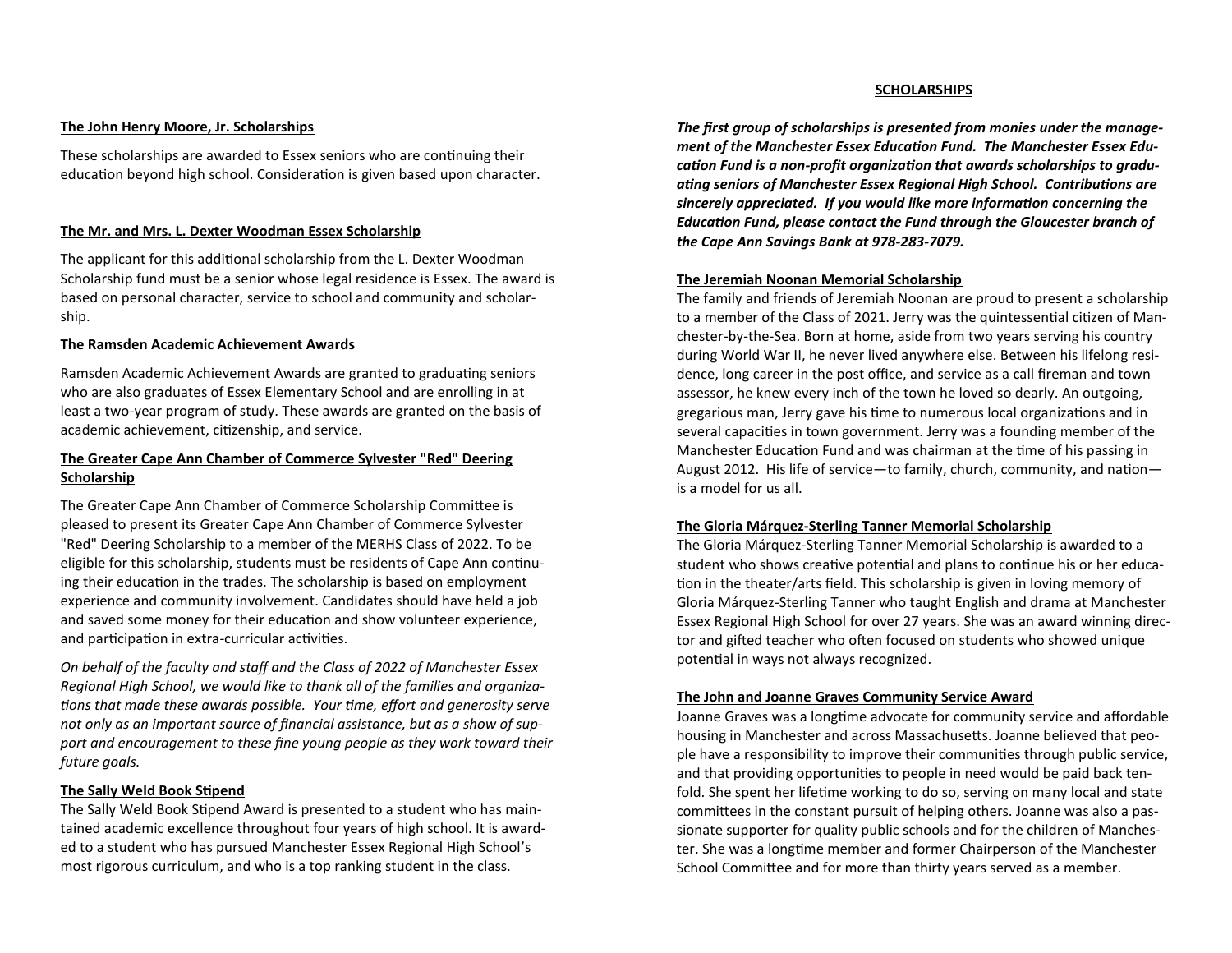### The John Henry Moore, Jr. Scholarships

These scholarships are awarded to Essex seniors who are continuing their education beyond high school. Consideration is given based upon character.

### The Mr. and Mrs. L. Dexter Woodman Essex Scholarship

The applicant for this additional scholarship from the L. Dexter Woodman Scholarship fund must be a senior whose legal residence is Essex. The award is based on personal character, service to school and community and scholarship.

### The Ramsden Academic Achievement Awards

Ramsden Academic Achievement Awards are granted to graduating seniors who are also graduates of Essex Elementary School and are enrolling in at least a two-year program of study. These awards are granted on the basis of academic achievement, citizenship, and service.

### The Greater Cape Ann Chamber of Commerce Sylvester "Red" Deering Scholarship

The Greater Cape Ann Chamber of Commerce Scholarship Committee is pleased to present its Greater Cape Ann Chamber of Commerce Sylvester "Red" Deering Scholarship to a member of the MERHS Class of 2022. To be eligible for this scholarship, students must be residents of Cape Ann continuing their education in the trades. The scholarship is based on employment experience and community involvement. Candidates should have held a job and saved some money for their education and show volunteer experience, and participation in extra-curricular activities.

*On behalf of the faculty and staff and the Class of 2022 of Manchester Essex Regional High School, we would like to thank all of the families and organizations that made these awards possible. Your time, effort and generosity serve not only as an important source of financial assistance, but as a show of support and encouragement to these fine young people as they work toward their future goals.*

### The Sally Weld Book Stipend

The Sally Weld Book Stipend Award is presented to a student who has maintained academic excellence throughout four years of high school. It is awarded to a student who has pursued Manchester Essex Regional High School's most rigorous curriculum, and who is a top ranking student in the class.

## SCHOLARSHIPS

***The first group of scholarships is presented from monies under the management of the Manchester Essex Education Fund. The Manchester Essex Education Fund is a non-profit organization that awards scholarships to graduating seniors of Manchester Essex Regional High School. Contributions are sincerely appreciated. If you would like more information concerning the Education Fund, please contact the Fund through the Gloucester branch of the Cape Ann Savings Bank at 978-283-7079.***

### The Jeremiah Noonan Memorial Scholarship

The family and friends of Jeremiah Noonan are proud to present a scholarship to a member of the Class of 2021. Jerry was the quintessential citizen of Manchester-by-the-Sea. Born at home, aside from two years serving his country during World War II, he never lived anywhere else. Between his lifelong residence, long career in the post office, and service as a call fireman and town assessor, he knew every inch of the town he loved so dearly. An outgoing, gregarious man, Jerry gave his time to numerous local organizations and in several capacities in town government. Jerry was a founding member of the Manchester Education Fund and was chairman at the time of his passing in August 2012. His life of service—to family, church, community, and nation—is a model for us all.

### The Gloria Márquez-Sterling Tanner Memorial Scholarship

The Gloria Márquez-Sterling Tanner Memorial Scholarship is awarded to a student who shows creative potential and plans to continue his or her education in the theater/arts field. This scholarship is given in loving memory of Gloria Márquez-Sterling Tanner who taught English and drama at Manchester Essex Regional High School for over 27 years. She was an award winning director and gifted teacher who often focused on students who showed unique potential in ways not always recognized.

### The John and Joanne Graves Community Service Award

Joanne Graves was a longtime advocate for community service and affordable housing in Manchester and across Massachusetts. Joanne believed that people have a responsibility to improve their communities through public service, and that providing opportunities to people in need would be paid back tenfold. She spent her lifetime working to do so, serving on many local and state committees in the constant pursuit of helping others. Joanne was also a passionate supporter for quality public schools and for the children of Manchester. She was a longtime member and former Chairperson of the Manchester School Committee and for more than thirty years served as a member.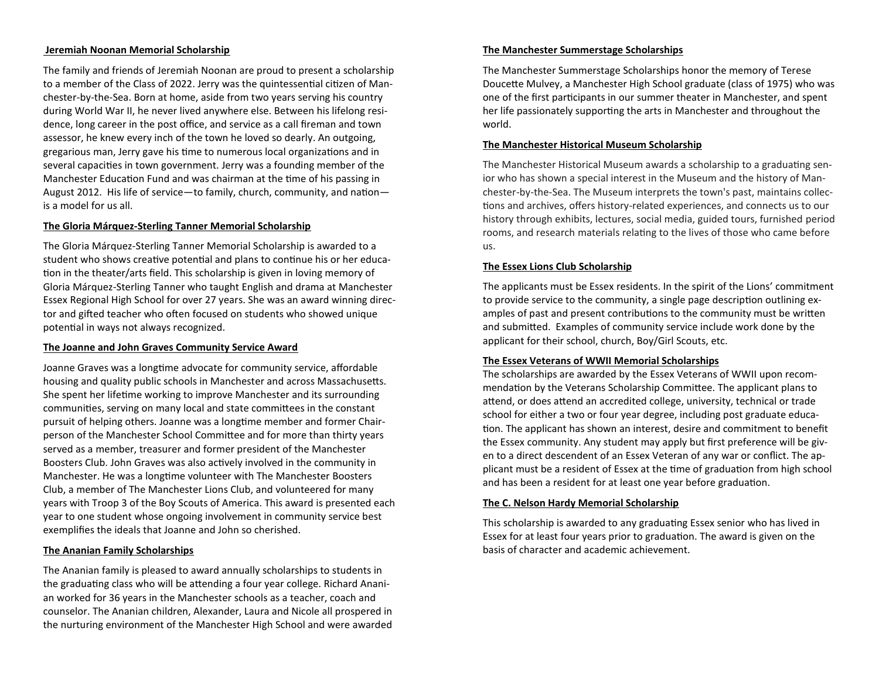**Jeremiah Noonan Memorial Scholarship**

The family and friends of Jeremiah Noonan are proud to present a scholarship to a member of the Class of 2022. Jerry was the quintessential citizen of Manchester-by-the-Sea. Born at home, aside from two years serving his country during World War II, he never lived anywhere else. Between his lifelong residence, long career in the post office, and service as a call fireman and town assessor, he knew every inch of the town he loved so dearly. An outgoing, gregarious man, Jerry gave his time to numerous local organizations and in several capacities in town government. Jerry was a founding member of the Manchester Education Fund and was chairman at the time of his passing in August 2012. His life of service—to family, church, community, and nation—is a model for us all.

**The Gloria Márquez-Sterling Tanner Memorial Scholarship**

The Gloria Márquez-Sterling Tanner Memorial Scholarship is awarded to a student who shows creative potential and plans to continue his or her education in the theater/arts field. This scholarship is given in loving memory of Gloria Márquez-Sterling Tanner who taught English and drama at Manchester Essex Regional High School for over 27 years. She was an award winning director and gifted teacher who often focused on students who showed unique potential in ways not always recognized.

**The Joanne and John Graves Community Service Award**

Joanne Graves was a longtime advocate for community service, affordable housing and quality public schools in Manchester and across Massachusetts. She spent her lifetime working to improve Manchester and its surrounding communities, serving on many local and state committees in the constant pursuit of helping others. Joanne was a longtime member and former Chairperson of the Manchester School Committee and for more than thirty years served as a member, treasurer and former president of the Manchester Boosters Club. John Graves was also actively involved in the community in Manchester. He was a longtime volunteer with The Manchester Boosters Club, a member of The Manchester Lions Club, and volunteered for many years with Troop 3 of the Boy Scouts of America. This award is presented each year to one student whose ongoing involvement in community service best exemplifies the ideals that Joanne and John so cherished.

**The Ananian Family Scholarships**

The Ananian family is pleased to award annually scholarships to students in the graduating class who will be attending a four year college. Richard Ananian worked for 36 years in the Manchester schools as a teacher, coach and counselor. The Ananian children, Alexander, Laura and Nicole all prospered in the nurturing environment of the Manchester High School and were awarded

**The Manchester Summerstage Scholarships**

The Manchester Summerstage Scholarships honor the memory of Terese Doucette Mulvey, a Manchester High School graduate (class of 1975) who was one of the first participants in our summer theater in Manchester, and spent her life passionately supporting the arts in Manchester and throughout the world.

**The Manchester Historical Museum Scholarship**

The Manchester Historical Museum awards a scholarship to a graduating senior who has shown a special interest in the Museum and the history of Manchester-by-the-Sea. The Museum interprets the town's past, maintains collections and archives, offers history-related experiences, and connects us to our history through exhibits, lectures, social media, guided tours, furnished period rooms, and research materials relating to the lives of those who came before us.

**The Essex Lions Club Scholarship**

The applicants must be Essex residents. In the spirit of the Lions' commitment to provide service to the community, a single page description outlining examples of past and present contributions to the community must be written and submitted. Examples of community service include work done by the applicant for their school, church, Boy/Girl Scouts, etc.

**The Essex Veterans of WWII Memorial Scholarships**

The scholarships are awarded by the Essex Veterans of WWII upon recommendation by the Veterans Scholarship Committee. The applicant plans to attend, or does attend an accredited college, university, technical or trade school for either a two or four year degree, including post graduate education. The applicant has shown an interest, desire and commitment to benefit the Essex community. Any student may apply but first preference will be given to a direct descendent of an Essex Veteran of any war or conflict. The applicant must be a resident of Essex at the time of graduation from high school and has been a resident for at least one year before graduation.

**The C. Nelson Hardy Memorial Scholarship**

This scholarship is awarded to any graduating Essex senior who has lived in Essex for at least four years prior to graduation. The award is given on the basis of character and academic achievement.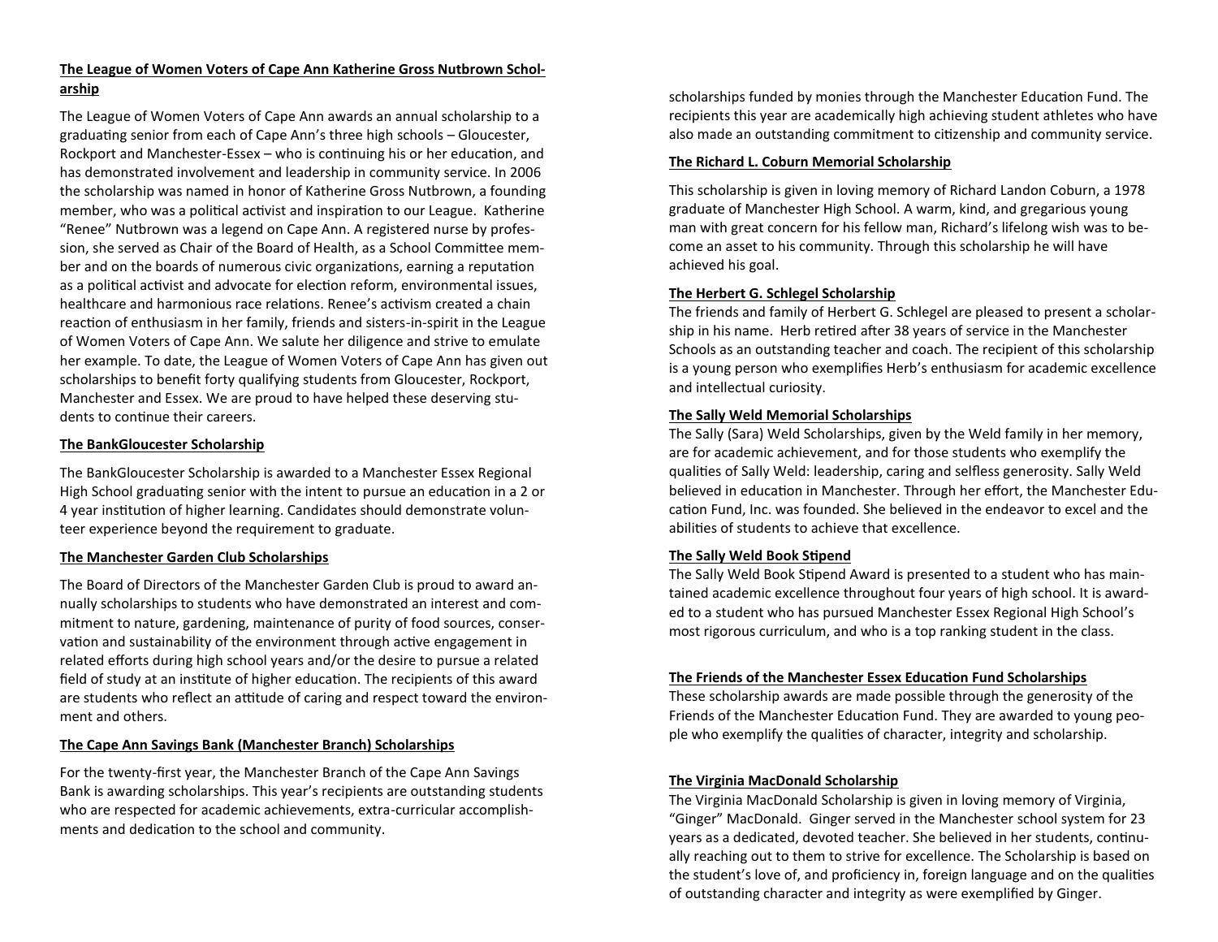### The League of Women Voters of Cape Ann Katherine Gross Nutbrown Scholarship

The League of Women Voters of Cape Ann awards an annual scholarship to a graduating senior from each of Cape Ann's three high schools – Gloucester, Rockport and Manchester-Essex – who is continuing his or her education, and has demonstrated involvement and leadership in community service. In 2006 the scholarship was named in honor of Katherine Gross Nutbrown, a founding member, who was a political activist and inspiration to our League. Katherine "Renee" Nutbrown was a legend on Cape Ann. A registered nurse by profession, she served as Chair of the Board of Health, as a School Committee member and on the boards of numerous civic organizations, earning a reputation as a political activist and advocate for election reform, environmental issues, healthcare and harmonious race relations. Renee's activism created a chain reaction of enthusiasm in her family, friends and sisters-in-spirit in the League of Women Voters of Cape Ann. We salute her diligence and strive to emulate her example. To date, the League of Women Voters of Cape Ann has given out scholarships to benefit forty qualifying students from Gloucester, Rockport, Manchester and Essex. We are proud to have helped these deserving students to continue their careers.

### The BankGloucester Scholarship

The BankGloucester Scholarship is awarded to a Manchester Essex Regional High School graduating senior with the intent to pursue an education in a 2 or 4 year institution of higher learning. Candidates should demonstrate volunteer experience beyond the requirement to graduate.

### The Manchester Garden Club Scholarships

The Board of Directors of the Manchester Garden Club is proud to award annually scholarships to students who have demonstrated an interest and commitment to nature, gardening, maintenance of purity of food sources, conservation and sustainability of the environment through active engagement in related efforts during high school years and/or the desire to pursue a related field of study at an institute of higher education. The recipients of this award are students who reflect an attitude of caring and respect toward the environment and others.

### The Cape Ann Savings Bank (Manchester Branch) Scholarships

For the twenty-first year, the Manchester Branch of the Cape Ann Savings Bank is awarding scholarships. This year's recipients are outstanding students who are respected for academic achievements, extra-curricular accomplishments and dedication to the school and community.

scholarships funded by monies through the Manchester Education Fund. The recipients this year are academically high achieving student athletes who have also made an outstanding commitment to citizenship and community service.

### The Richard L. Coburn Memorial Scholarship

This scholarship is given in loving memory of Richard Landon Coburn, a 1978 graduate of Manchester High School. A warm, kind, and gregarious young man with great concern for his fellow man, Richard's lifelong wish was to become an asset to his community. Through this scholarship he will have achieved his goal.

### The Herbert G. Schlegel Scholarship

The friends and family of Herbert G. Schlegel are pleased to present a scholarship in his name. Herb retired after 38 years of service in the Manchester Schools as an outstanding teacher and coach. The recipient of this scholarship is a young person who exemplifies Herb's enthusiasm for academic excellence and intellectual curiosity.

### The Sally Weld Memorial Scholarships

The Sally (Sara) Weld Scholarships, given by the Weld family in her memory, are for academic achievement, and for those students who exemplify the qualities of Sally Weld: leadership, caring and selfless generosity. Sally Weld believed in education in Manchester. Through her effort, the Manchester Education Fund, Inc. was founded. She believed in the endeavor to excel and the abilities of students to achieve that excellence.

### The Sally Weld Book Stipend

The Sally Weld Book Stipend Award is presented to a student who has maintained academic excellence throughout four years of high school. It is awarded to a student who has pursued Manchester Essex Regional High School's most rigorous curriculum, and who is a top ranking student in the class.

### The Friends of the Manchester Essex Education Fund Scholarships

These scholarship awards are made possible through the generosity of the Friends of the Manchester Education Fund. They are awarded to young people who exemplify the qualities of character, integrity and scholarship.

### The Virginia MacDonald Scholarship

The Virginia MacDonald Scholarship is given in loving memory of Virginia, "Ginger" MacDonald. Ginger served in the Manchester school system for 23 years as a dedicated, devoted teacher. She believed in her students, continually reaching out to them to strive for excellence. The Scholarship is based on the student's love of, and proficiency in, foreign language and on the qualities of outstanding character and integrity as were exemplified by Ginger.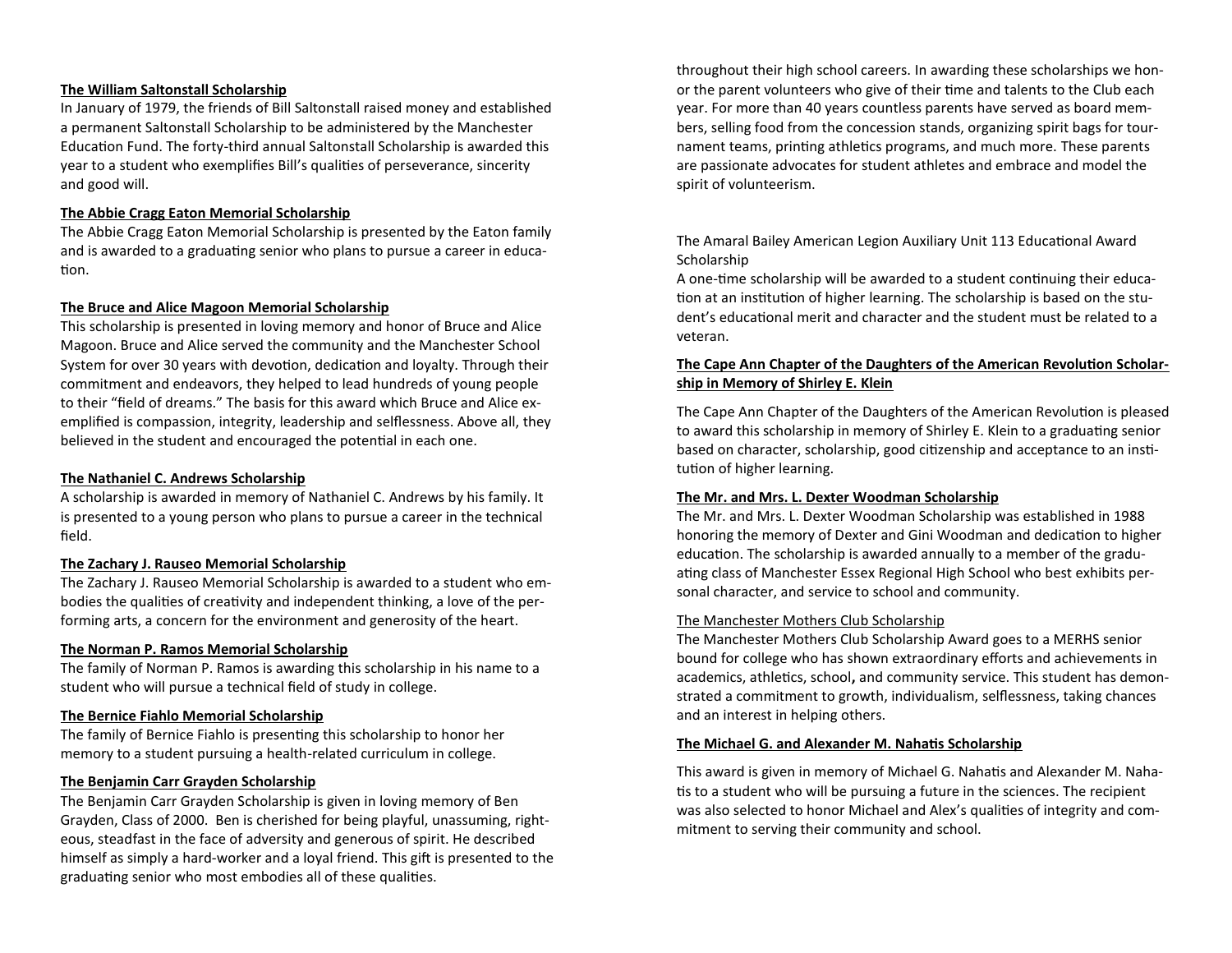**The William Saltonstall Scholarship**

In January of 1979, the friends of Bill Saltonstall raised money and established a permanent Saltonstall Scholarship to be administered by the Manchester Education Fund. The forty-third annual Saltonstall Scholarship is awarded this year to a student who exemplifies Bill's qualities of perseverance, sincerity and good will.

**The Abbie Cragg Eaton Memorial Scholarship**

The Abbie Cragg Eaton Memorial Scholarship is presented by the Eaton family and is awarded to a graduating senior who plans to pursue a career in education.

**The Bruce and Alice Magoon Memorial Scholarship**

This scholarship is presented in loving memory and honor of Bruce and Alice Magoon. Bruce and Alice served the community and the Manchester School System for over 30 years with devotion, dedication and loyalty. Through their commitment and endeavors, they helped to lead hundreds of young people to their "field of dreams." The basis for this award which Bruce and Alice exemplified is compassion, integrity, leadership and selflessness. Above all, they believed in the student and encouraged the potential in each one.

**The Nathaniel C. Andrews Scholarship**

A scholarship is awarded in memory of Nathaniel C. Andrews by his family. It is presented to a young person who plans to pursue a career in the technical field.

**The Zachary J. Rauseo Memorial Scholarship**

The Zachary J. Rauseo Memorial Scholarship is awarded to a student who embodies the qualities of creativity and independent thinking, a love of the performing arts, a concern for the environment and generosity of the heart.

**The Norman P. Ramos Memorial Scholarship**

The family of Norman P. Ramos is awarding this scholarship in his name to a student who will pursue a technical field of study in college.

**The Bernice Fiahlo Memorial Scholarship**

The family of Bernice Fiahlo is presenting this scholarship to honor her memory to a student pursuing a health-related curriculum in college.

**The Benjamin Carr Grayden Scholarship**

The Benjamin Carr Grayden Scholarship is given in loving memory of Ben Grayden, Class of 2000. Ben is cherished for being playful, unassuming, righteous, steadfast in the face of adversity and generous of spirit. He described himself as simply a hard-worker and a loyal friend. This gift is presented to the graduating senior who most embodies all of these qualities.

throughout their high school careers. In awarding these scholarships we honor the parent volunteers who give of their time and talents to the Club each year. For more than 40 years countless parents have served as board members, selling food from the concession stands, organizing spirit bags for tournament teams, printing athletics programs, and much more. These parents are passionate advocates for student athletes and embrace and model the spirit of volunteerism.

The Amaral Bailey American Legion Auxiliary Unit 113 Educational Award Scholarship

A one-time scholarship will be awarded to a student continuing their education at an institution of higher learning. The scholarship is based on the student's educational merit and character and the student must be related to a veteran.

**The Cape Ann Chapter of the Daughters of the American Revolution Scholarship in Memory of Shirley E. Klein**

The Cape Ann Chapter of the Daughters of the American Revolution is pleased to award this scholarship in memory of Shirley E. Klein to a graduating senior based on character, scholarship, good citizenship and acceptance to an institution of higher learning.

**The Mr. and Mrs. L. Dexter Woodman Scholarship**

The Mr. and Mrs. L. Dexter Woodman Scholarship was established in 1988 honoring the memory of Dexter and Gini Woodman and dedication to higher education. The scholarship is awarded annually to a member of the graduating class of Manchester Essex Regional High School who best exhibits personal character, and service to school and community.

The Manchester Mothers Club Scholarship

The Manchester Mothers Club Scholarship Award goes to a MERHS senior bound for college who has shown extraordinary efforts and achievements in academics, athletics, school**,** and community service. This student has demonstrated a commitment to growth, individualism, selflessness, taking chances and an interest in helping others.

**The Michael G. and Alexander M. Nahatis Scholarship**

This award is given in memory of Michael G. Nahatis and Alexander M. Nahatis to a student who will be pursuing a future in the sciences. The recipient was also selected to honor Michael and Alex's qualities of integrity and commitment to serving their community and school.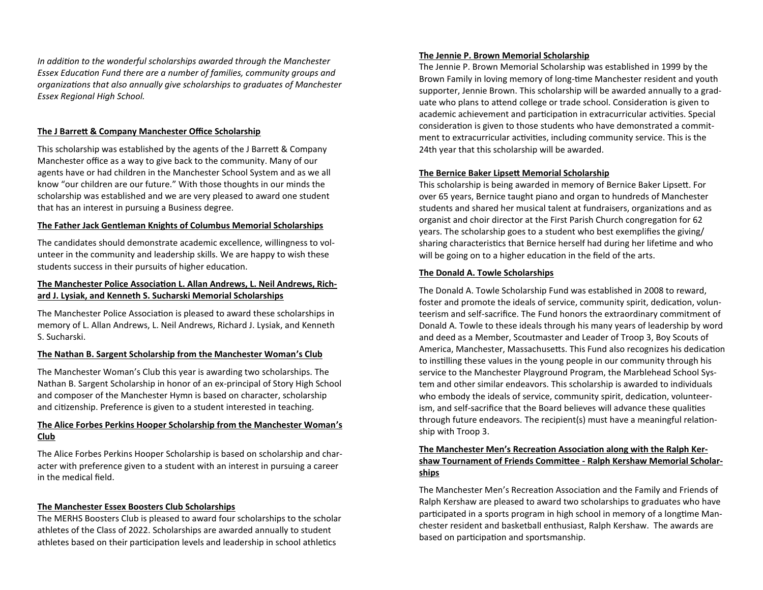*In addition to the wonderful scholarships awarded through the Manchester Essex Education Fund there are a number of families, community groups and organizations that also annually give scholarships to graduates of Manchester Essex Regional High School.*

**The J Barrett & Company Manchester Office Scholarship**

This scholarship was established by the agents of the J Barrett & Company Manchester office as a way to give back to the community. Many of our agents have or had children in the Manchester School System and as we all know "our children are our future." With those thoughts in our minds the scholarship was established and we are very pleased to award one student that has an interest in pursuing a Business degree.

**The Father Jack Gentleman Knights of Columbus Memorial Scholarships**

The candidates should demonstrate academic excellence, willingness to volunteer in the community and leadership skills. We are happy to wish these students success in their pursuits of higher education.

**The Manchester Police Association L. Allan Andrews, L. Neil Andrews, Richard J. Lysiak, and Kenneth S. Sucharski Memorial Scholarships**

The Manchester Police Association is pleased to award these scholarships in memory of L. Allan Andrews, L. Neil Andrews, Richard J. Lysiak, and Kenneth S. Sucharski.

**The Nathan B. Sargent Scholarship from the Manchester Woman's Club**

The Manchester Woman's Club this year is awarding two scholarships. The Nathan B. Sargent Scholarship in honor of an ex-principal of Story High School and composer of the Manchester Hymn is based on character, scholarship and citizenship. Preference is given to a student interested in teaching.

**The Alice Forbes Perkins Hooper Scholarship from the Manchester Woman's Club**

The Alice Forbes Perkins Hooper Scholarship is based on scholarship and character with preference given to a student with an interest in pursuing a career in the medical field.

**The Manchester Essex Boosters Club Scholarships**

The MERHS Boosters Club is pleased to award four scholarships to the scholar athletes of the Class of 2022. Scholarships are awarded annually to student athletes based on their participation levels and leadership in school athletics

**The Jennie P. Brown Memorial Scholarship**

The Jennie P. Brown Memorial Scholarship was established in 1999 by the Brown Family in loving memory of long-time Manchester resident and youth supporter, Jennie Brown. This scholarship will be awarded annually to a graduate who plans to attend college or trade school. Consideration is given to academic achievement and participation in extracurricular activities. Special consideration is given to those students who have demonstrated a commitment to extracurricular activities, including community service. This is the 24th year that this scholarship will be awarded.

**The Bernice Baker Lipsett Memorial Scholarship**

This scholarship is being awarded in memory of Bernice Baker Lipsett. For over 65 years, Bernice taught piano and organ to hundreds of Manchester students and shared her musical talent at fundraisers, organizations and as organist and choir director at the First Parish Church congregation for 62 years. The scholarship goes to a student who best exemplifies the giving/sharing characteristics that Bernice herself had during her lifetime and who will be going on to a higher education in the field of the arts.

**The Donald A. Towle Scholarships**

The Donald A. Towle Scholarship Fund was established in 2008 to reward, foster and promote the ideals of service, community spirit, dedication, volunteerism and self-sacrifice. The Fund honors the extraordinary commitment of Donald A. Towle to these ideals through his many years of leadership by word and deed as a Member, Scoutmaster and Leader of Troop 3, Boy Scouts of America, Manchester, Massachusetts. This Fund also recognizes his dedication to instilling these values in the young people in our community through his service to the Manchester Playground Program, the Marblehead School System and other similar endeavors. This scholarship is awarded to individuals who embody the ideals of service, community spirit, dedication, volunteerism, and self-sacrifice that the Board believes will advance these qualities through future endeavors. The recipient(s) must have a meaningful relationship with Troop 3.

**The Manchester Men's Recreation Association along with the Ralph Kershaw Tournament of Friends Committee - Ralph Kershaw Memorial Scholarships**

The Manchester Men's Recreation Association and the Family and Friends of Ralph Kershaw are pleased to award two scholarships to graduates who have participated in a sports program in high school in memory of a longtime Manchester resident and basketball enthusiast, Ralph Kershaw. The awards are based on participation and sportsmanship.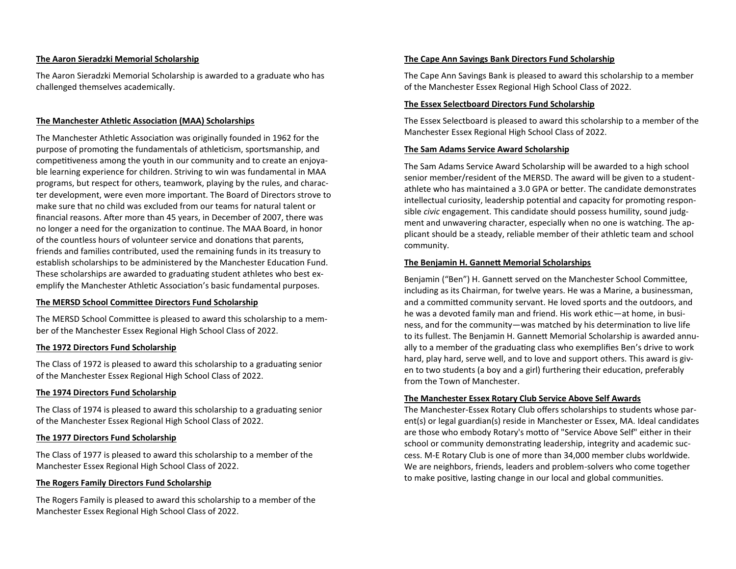### The Aaron Sieradzki Memorial Scholarship

The Aaron Sieradzki Memorial Scholarship is awarded to a graduate who has challenged themselves academically.

### The Manchester Athletic Association (MAA) Scholarships

The Manchester Athletic Association was originally founded in 1962 for the purpose of promoting the fundamentals of athleticism, sportsmanship, and competitiveness among the youth in our community and to create an enjoyable learning experience for children. Striving to win was fundamental in MAA programs, but respect for others, teamwork, playing by the rules, and character development, were even more important. The Board of Directors strove to make sure that no child was excluded from our teams for natural talent or financial reasons. After more than 45 years, in December of 2007, there was no longer a need for the organization to continue. The MAA Board, in honor of the countless hours of volunteer service and donations that parents, friends and families contributed, used the remaining funds in its treasury to establish scholarships to be administered by the Manchester Education Fund. These scholarships are awarded to graduating student athletes who best exemplify the Manchester Athletic Association's basic fundamental purposes.

### The MERSD School Committee Directors Fund Scholarship

The MERSD School Committee is pleased to award this scholarship to a member of the Manchester Essex Regional High School Class of 2022.

### The 1972 Directors Fund Scholarship

The Class of 1972 is pleased to award this scholarship to a graduating senior of the Manchester Essex Regional High School Class of 2022.

### The 1974 Directors Fund Scholarship

The Class of 1974 is pleased to award this scholarship to a graduating senior of the Manchester Essex Regional High School Class of 2022.

### The 1977 Directors Fund Scholarship

The Class of 1977 is pleased to award this scholarship to a member of the Manchester Essex Regional High School Class of 2022.

### The Rogers Family Directors Fund Scholarship

The Rogers Family is pleased to award this scholarship to a member of the Manchester Essex Regional High School Class of 2022.

### The Cape Ann Savings Bank Directors Fund Scholarship

The Cape Ann Savings Bank is pleased to award this scholarship to a member of the Manchester Essex Regional High School Class of 2022.

### The Essex Selectboard Directors Fund Scholarship

The Essex Selectboard is pleased to award this scholarship to a member of the Manchester Essex Regional High School Class of 2022.

### The Sam Adams Service Award Scholarship

The Sam Adams Service Award Scholarship will be awarded to a high school senior member/resident of the MERSD. The award will be given to a student-athlete who has maintained a 3.0 GPA or better. The candidate demonstrates intellectual curiosity, leadership potential and capacity for promoting responsible *civic* engagement. This candidate should possess humility, sound judgment and unwavering character, especially when no one is watching. The applicant should be a steady, reliable member of their athletic team and school community.

### The Benjamin H. Gannett Memorial Scholarships

Benjamin ("Ben") H. Gannett served on the Manchester School Committee, including as its Chairman, for twelve years. He was a Marine, a businessman, and a committed community servant. He loved sports and the outdoors, and he was a devoted family man and friend. His work ethic—at home, in business, and for the community—was matched by his determination to live life to its fullest. The Benjamin H. Gannett Memorial Scholarship is awarded annually to a member of the graduating class who exemplifies Ben's drive to work hard, play hard, serve well, and to love and support others. This award is given to two students (a boy and a girl) furthering their education, preferably from the Town of Manchester.

### The Manchester Essex Rotary Club Service Above Self Awards

The Manchester-Essex Rotary Club offers scholarships to students whose parent(s) or legal guardian(s) reside in Manchester or Essex, MA. Ideal candidates are those who embody Rotary's motto of "Service Above Self" either in their school or community demonstrating leadership, integrity and academic success. M-E Rotary Club is one of more than 34,000 member clubs worldwide. We are neighbors, friends, leaders and problem-solvers who come together to make positive, lasting change in our local and global communities.